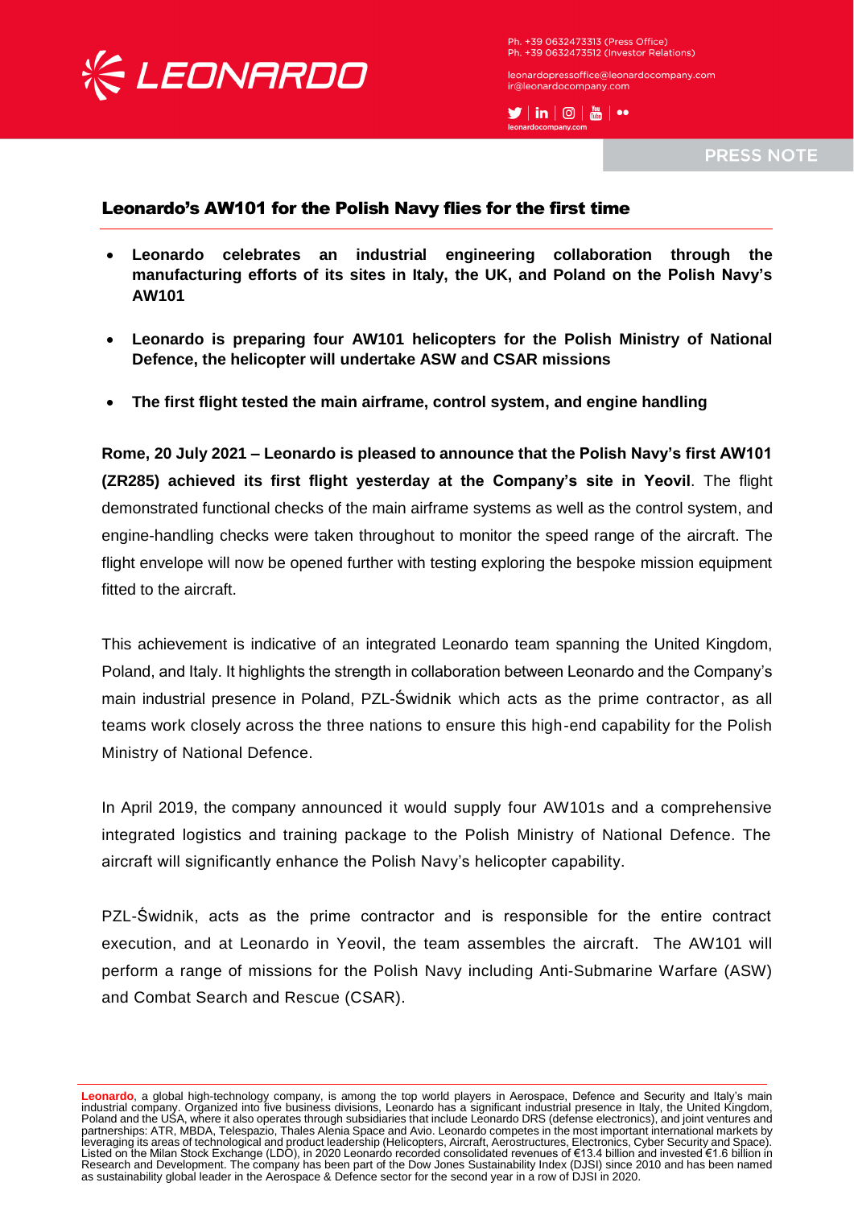PRESS NOTE

## Leonardo's AW101 for the Polish Navy flies for the first time

- **Leonardo celebrates an industrial engineering collaboration through the manufacturing efforts of its sites in Italy, the UK, and Poland on the Polish Navy's AW101**
- **Leonardo is preparing four AW101 helicopters for the Polish Ministry of National Defence, the helicopter will undertake ASW and CSAR missions**
- **The first flight tested the main airframe, control system, and engine handling**

**Rome, 20 July 2021 – Leonardo is pleased to announce that the Polish Navy's first AW101 (ZR285) achieved its first flight yesterday at the Company's site in Yeovil**. The flight demonstrated functional checks of the main airframe systems as well as the control system, and engine-handling checks were taken throughout to monitor the speed range of the aircraft. The flight envelope will now be opened further with testing exploring the bespoke mission equipment fitted to the aircraft.

This achievement is indicative of an integrated Leonardo team spanning the United Kingdom, Poland, and Italy. It highlights the strength in collaboration between Leonardo and the Company's main industrial presence in Poland, PZL-Świdnik which acts as the prime contractor, as all teams work closely across the three nations to ensure this high-end capability for the Polish Ministry of National Defence.

In April 2019, the company announced it would supply four AW101s and a comprehensive integrated logistics and training package to the Polish Ministry of National Defence. The aircraft will significantly enhance the Polish Navy's helicopter capability.

PZL-Świdnik, acts as the prime contractor and is responsible for the entire contract execution, and at Leonardo in Yeovil, the team assembles the aircraft. The AW101 will perform a range of missions for the Polish Navy including Anti-Submarine Warfare (ASW) and Combat Search and Rescue (CSAR).

---

**Leonardo**, a global high-technology company, is among the top world players in Aerospace, Defence and Security and Italy's main industrial company. Organized into five business divisions, Leonardo has a significant industrial presence in Italy, the United Kingdom, Poland and the USA, where it also operates through subsidiaries that include Leonardo DRS (defense electronics), and joint ventures and partnerships: ATR, MBDA, Telespazio, Thales Alenia Space and Avio. Leonardo competes in the most important international markets by leveraging its areas of technological and product leadership (Helicopters, Aircraft, Aerostructures, Electronics, Cyber Security and Space). Listed on the Milan Stock Exchange (LDO), in 2020 Leonardo recorded consolidated revenues of €13.4 billion and invested €1.6 billion in Research and Development. The company has been part of the Dow Jones Sustainability Index (DJSI) since 2010 and has been named as sustainability global leader in the Aerospace & Defence sector for the second year in a row of DJSI in 2020.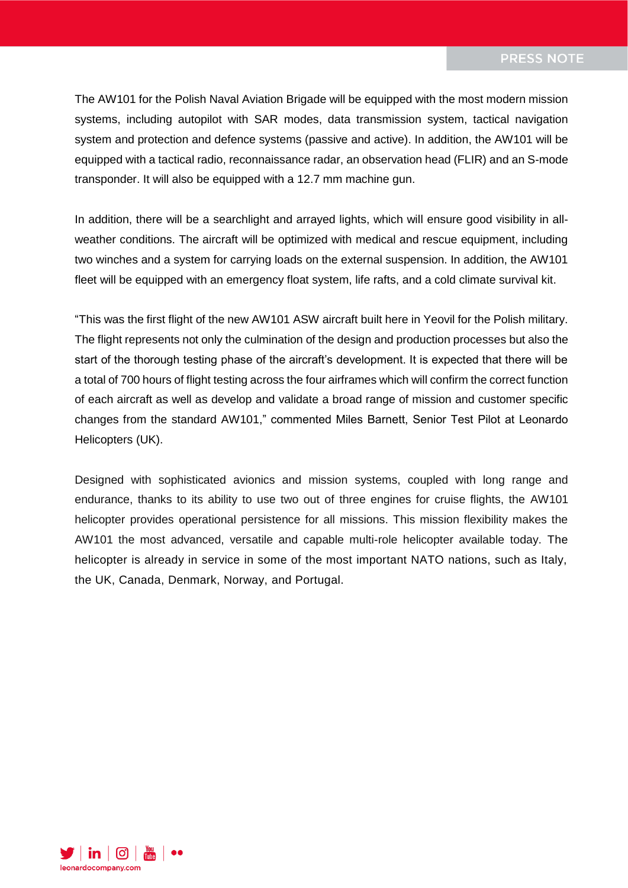The AW101 for the Polish Naval Aviation Brigade will be equipped with the most modern mission systems, including autopilot with SAR modes, data transmission system, tactical navigation system and protection and defence systems (passive and active). In addition, the AW101 will be equipped with a tactical radio, reconnaissance radar, an observation head (FLIR) and an S-mode transponder. It will also be equipped with a 12.7 mm machine gun.

In addition, there will be a searchlight and arrayed lights, which will ensure good visibility in all-weather conditions. The aircraft will be optimized with medical and rescue equipment, including two winches and a system for carrying loads on the external suspension. In addition, the AW101 fleet will be equipped with an emergency float system, life rafts, and a cold climate survival kit.

"This was the first flight of the new AW101 ASW aircraft built here in Yeovil for the Polish military. The flight represents not only the culmination of the design and production processes but also the start of the thorough testing phase of the aircraft's development. It is expected that there will be a total of 700 hours of flight testing across the four airframes which will confirm the correct function of each aircraft as well as develop and validate a broad range of mission and customer specific changes from the standard AW101," commented Miles Barnett, Senior Test Pilot at Leonardo Helicopters (UK).

Designed with sophisticated avionics and mission systems, coupled with long range and endurance, thanks to its ability to use two out of three engines for cruise flights, the AW101 helicopter provides operational persistence for all missions. This mission flexibility makes the AW101 the most advanced, versatile and capable multi-role helicopter available today. The helicopter is already in service in some of the most important NATO nations, such as Italy, the UK, Canada, Denmark, Norway, and Portugal.